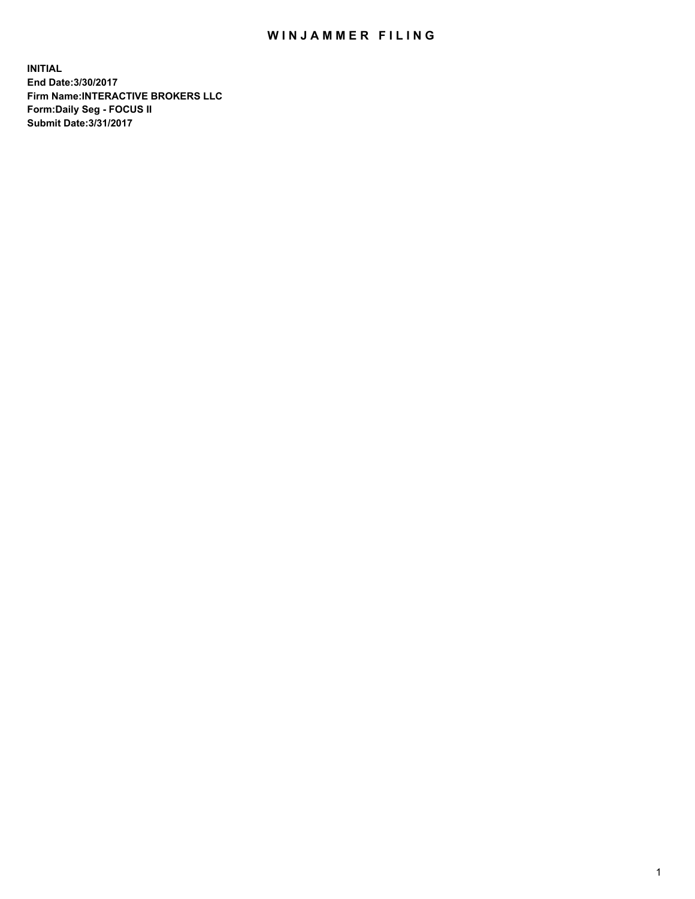# WINJAMMER FILING

**INITIAL**
**End Date:3/30/2017**
**Firm Name:INTERACTIVE BROKERS LLC**
**Form:Daily Seg - FOCUS II**
**Submit Date:3/31/2017**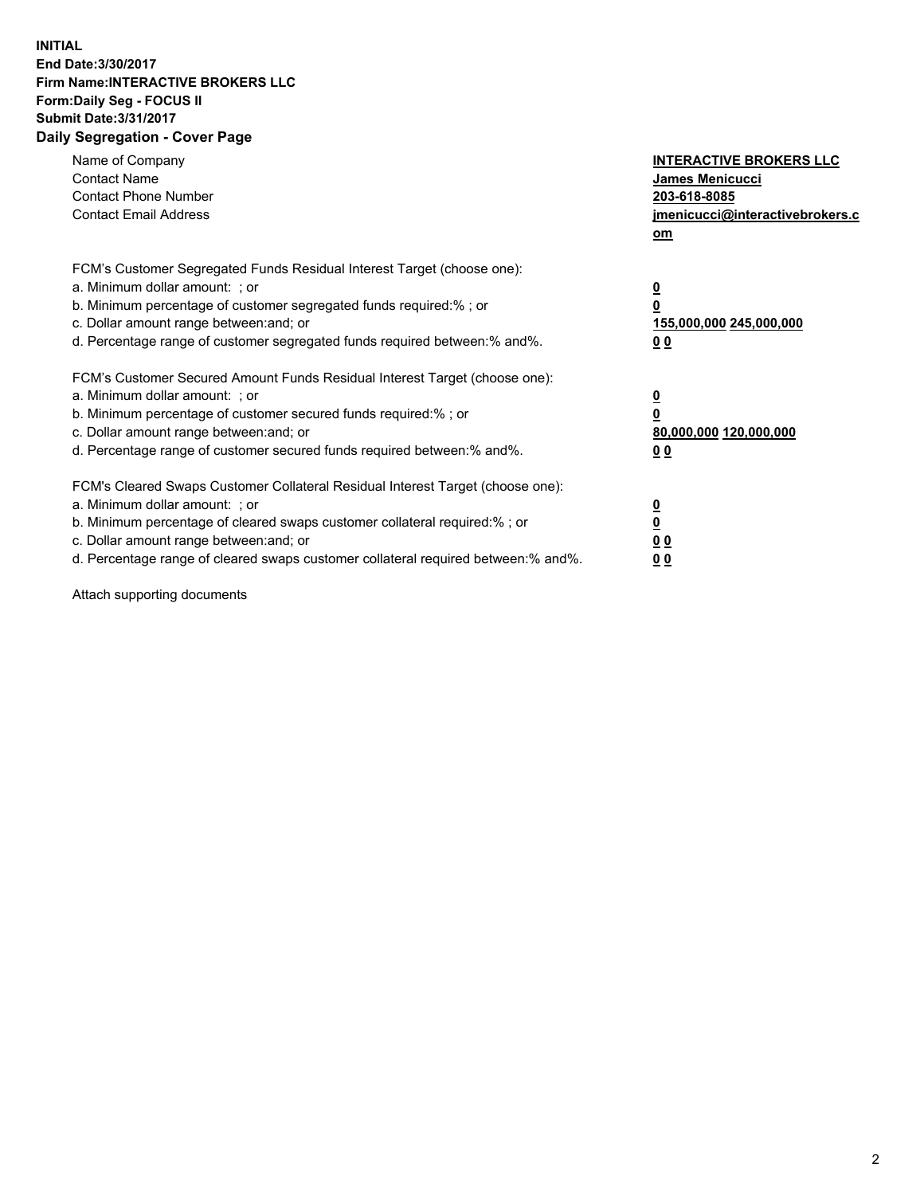**INITIAL**
**End Date:3/30/2017**
**Firm Name:INTERACTIVE BROKERS LLC**
**Form:Daily Seg - FOCUS II**
**Submit Date:3/31/2017**
**Daily Segregation - Cover Page**

| | |
|---|---|
| Name of Company | **INTERACTIVE BROKERS LLC** |
| Contact Name | **James Menicucci** |
| Contact Phone Number | **203-618-8085** |
| Contact Email Address | **jmenicucci@interactivebrokers.com** |

FCM's Customer Segregated Funds Residual Interest Target (choose one):

| | |
|---|---|
| a. Minimum dollar amount: ; or | **0** |
| b. Minimum percentage of customer segregated funds required:% ; or | **0** |
| c. Dollar amount range between:and; or | **155,000,000 245,000,000** |
| d. Percentage range of customer segregated funds required between:% and%. | **0 0** |

FCM's Customer Secured Amount Funds Residual Interest Target (choose one):

| | |
|---|---|
| a. Minimum dollar amount: ; or | **0** |
| b. Minimum percentage of customer secured funds required:% ; or | **0** |
| c. Dollar amount range between:and; or | **80,000,000 120,000,000** |
| d. Percentage range of customer secured funds required between:% and%. | **0 0** |

FCM's Cleared Swaps Customer Collateral Residual Interest Target (choose one):

| | |
|---|---|
| a. Minimum dollar amount: ; or | **0** |
| b. Minimum percentage of cleared swaps customer collateral required:% ; or | **0** |
| c. Dollar amount range between:and; or | **0 0** |
| d. Percentage range of cleared swaps customer collateral required between:% and%. | **0 0** |

Attach supporting documents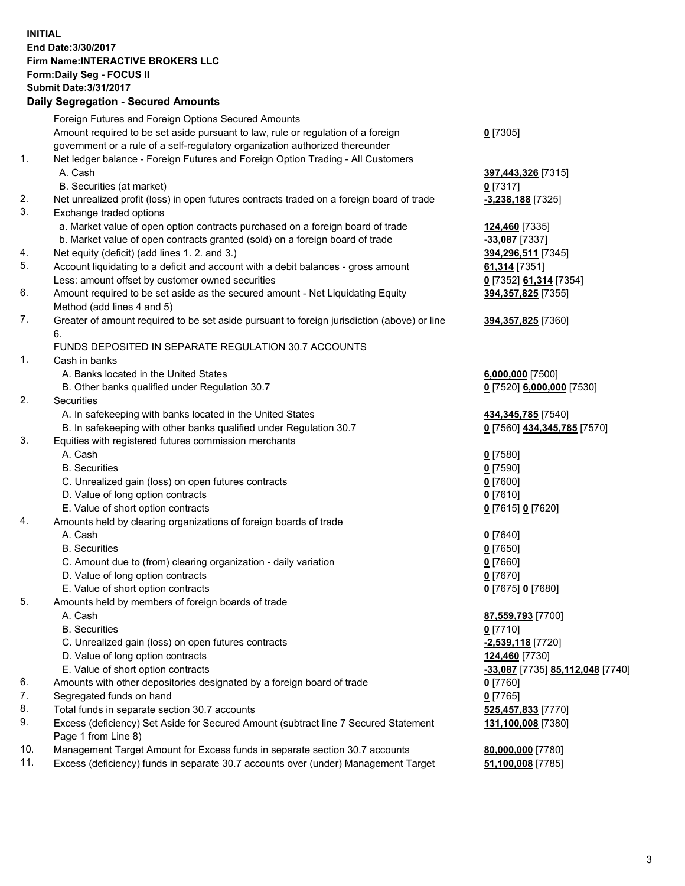**INITIAL**
**End Date:3/30/2017**
**Firm Name:INTERACTIVE BROKERS LLC**
**Form:Daily Seg - FOCUS II**
**Submit Date:3/31/2017**

**Daily Segregation - Secured Amounts**

| | | |
|---|---|---|
| | Foreign Futures and Foreign Options Secured Amounts | |
| | Amount required to be set aside pursuant to law, rule or regulation of a foreign government or a rule of a self-regulatory organization authorized thereunder | **0** [7305] |
| 1. | Net ledger balance - Foreign Futures and Foreign Option Trading - All Customers | |
| | A. Cash | **397,443,326** [7315] |
| | B. Securities (at market) | **0** [7317] |
| 2. | Net unrealized profit (loss) in open futures contracts traded on a foreign board of trade | **-3,238,188** [7325] |
| 3. | Exchange traded options | |
| | a. Market value of open option contracts purchased on a foreign board of trade | **124,460** [7335] |
| | b. Market value of open contracts granted (sold) on a foreign board of trade | **-33,087** [7337] |
| 4. | Net equity (deficit) (add lines 1. 2. and 3.) | **394,296,511** [7345] |
| 5. | Account liquidating to a deficit and account with a debit balances - gross amount | **61,314** [7351] |
| | Less: amount offset by customer owned securities | **0** [7352] **61,314** [7354] |
| 6. | Amount required to be set aside as the secured amount - Net Liquidating Equity Method (add lines 4 and 5) | **394,357,825** [7355] |
| 7. | Greater of amount required to be set aside pursuant to foreign jurisdiction (above) or line 6. | **394,357,825** [7360] |
| | FUNDS DEPOSITED IN SEPARATE REGULATION 30.7 ACCOUNTS | |
| 1. | Cash in banks | |
| | A. Banks located in the United States | **6,000,000** [7500] |
| | B. Other banks qualified under Regulation 30.7 | **0** [7520] **6,000,000** [7530] |
| 2. | Securities | |
| | A. In safekeeping with banks located in the United States | **434,345,785** [7540] |
| | B. In safekeeping with other banks qualified under Regulation 30.7 | **0** [7560] **434,345,785** [7570] |
| 3. | Equities with registered futures commission merchants | |
| | A. Cash | **0** [7580] |
| | B. Securities | **0** [7590] |
| | C. Unrealized gain (loss) on open futures contracts | **0** [7600] |
| | D. Value of long option contracts | **0** [7610] |
| | E. Value of short option contracts | **0** [7615] **0** [7620] |
| 4. | Amounts held by clearing organizations of foreign boards of trade | |
| | A. Cash | **0** [7640] |
| | B. Securities | **0** [7650] |
| | C. Amount due to (from) clearing organization - daily variation | **0** [7660] |
| | D. Value of long option contracts | **0** [7670] |
| | E. Value of short option contracts | **0** [7675] **0** [7680] |
| 5. | Amounts held by members of foreign boards of trade | |
| | A. Cash | **87,559,793** [7700] |
| | B. Securities | **0** [7710] |
| | C. Unrealized gain (loss) on open futures contracts | **-2,539,118** [7720] |
| | D. Value of long option contracts | **124,460** [7730] |
| | E. Value of short option contracts | **-33,087** [7735] **85,112,048** [7740] |
| 6. | Amounts with other depositories designated by a foreign board of trade | **0** [7760] |
| 7. | Segregated funds on hand | **0** [7765] |
| 8. | Total funds in separate section 30.7 accounts | **525,457,833** [7770] |
| 9. | Excess (deficiency) Set Aside for Secured Amount (subtract line 7 Secured Statement Page 1 from Line 8) | **131,100,008** [7380] |
| 10. | Management Target Amount for Excess funds in separate section 30.7 accounts | **80,000,000** [7780] |
| 11. | Excess (deficiency) funds in separate 30.7 accounts over (under) Management Target | **51,100,008** [7785] |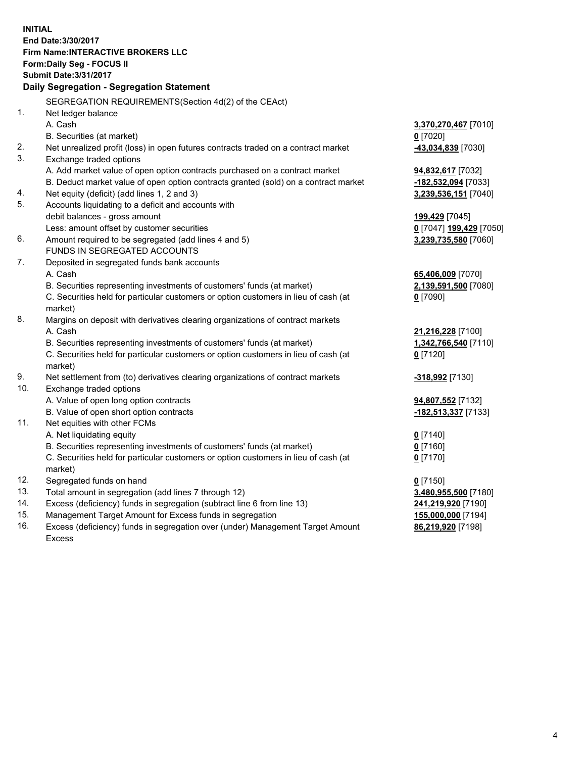**INITIAL**
**End Date:3/30/2017**
**Firm Name:INTERACTIVE BROKERS LLC**
**Form:Daily Seg - FOCUS II**
**Submit Date:3/31/2017**

**Daily Segregation - Segregation Statement**

SEGREGATION REQUIREMENTS(Section 4d(2) of the CEAct)

| | | |
|---|---|---|
| 1. | Net ledger balance | |
| | A. Cash | **3,370,270,467** [7010] |
| | B. Securities (at market) | **0** [7020] |
| 2. | Net unrealized profit (loss) in open futures contracts traded on a contract market | **-43,034,839** [7030] |
| 3. | Exchange traded options | |
| | A. Add market value of open option contracts purchased on a contract market | **94,832,617** [7032] |
| | B. Deduct market value of open option contracts granted (sold) on a contract market | **-182,532,094** [7033] |
| 4. | Net equity (deficit) (add lines 1, 2 and 3) | **3,239,536,151** [7040] |
| 5. | Accounts liquidating to a deficit and accounts with | |
| | debit balances - gross amount | **199,429** [7045] |
| | Less: amount offset by customer securities | **0** [7047] **199,429** [7050] |
| 6. | Amount required to be segregated (add lines 4 and 5) | **3,239,735,580** [7060] |
| | FUNDS IN SEGREGATED ACCOUNTS | |
| 7. | Deposited in segregated funds bank accounts | |
| | A. Cash | **65,406,009** [7070] |
| | B. Securities representing investments of customers' funds (at market) | **2,139,591,500** [7080] |
| | C. Securities held for particular customers or option customers in lieu of cash (at market) | **0** [7090] |
| 8. | Margins on deposit with derivatives clearing organizations of contract markets | |
| | A. Cash | **21,216,228** [7100] |
| | B. Securities representing investments of customers' funds (at market) | **1,342,766,540** [7110] |
| | C. Securities held for particular customers or option customers in lieu of cash (at market) | **0** [7120] |
| 9. | Net settlement from (to) derivatives clearing organizations of contract markets | **-318,992** [7130] |
| 10. | Exchange traded options | |
| | A. Value of open long option contracts | **94,807,552** [7132] |
| | B. Value of open short option contracts | **-182,513,337** [7133] |
| 11. | Net equities with other FCMs | |
| | A. Net liquidating equity | **0** [7140] |
| | B. Securities representing investments of customers' funds (at market) | **0** [7160] |
| | C. Securities held for particular customers or option customers in lieu of cash (at market) | **0** [7170] |
| 12. | Segregated funds on hand | **0** [7150] |
| 13. | Total amount in segregation (add lines 7 through 12) | **3,480,955,500** [7180] |
| 14. | Excess (deficiency) funds in segregation (subtract line 6 from line 13) | **241,219,920** [7190] |
| 15. | Management Target Amount for Excess funds in segregation | **155,000,000** [7194] |
| 16. | Excess (deficiency) funds in segregation over (under) Management Target Amount Excess | **86,219,920** [7198] |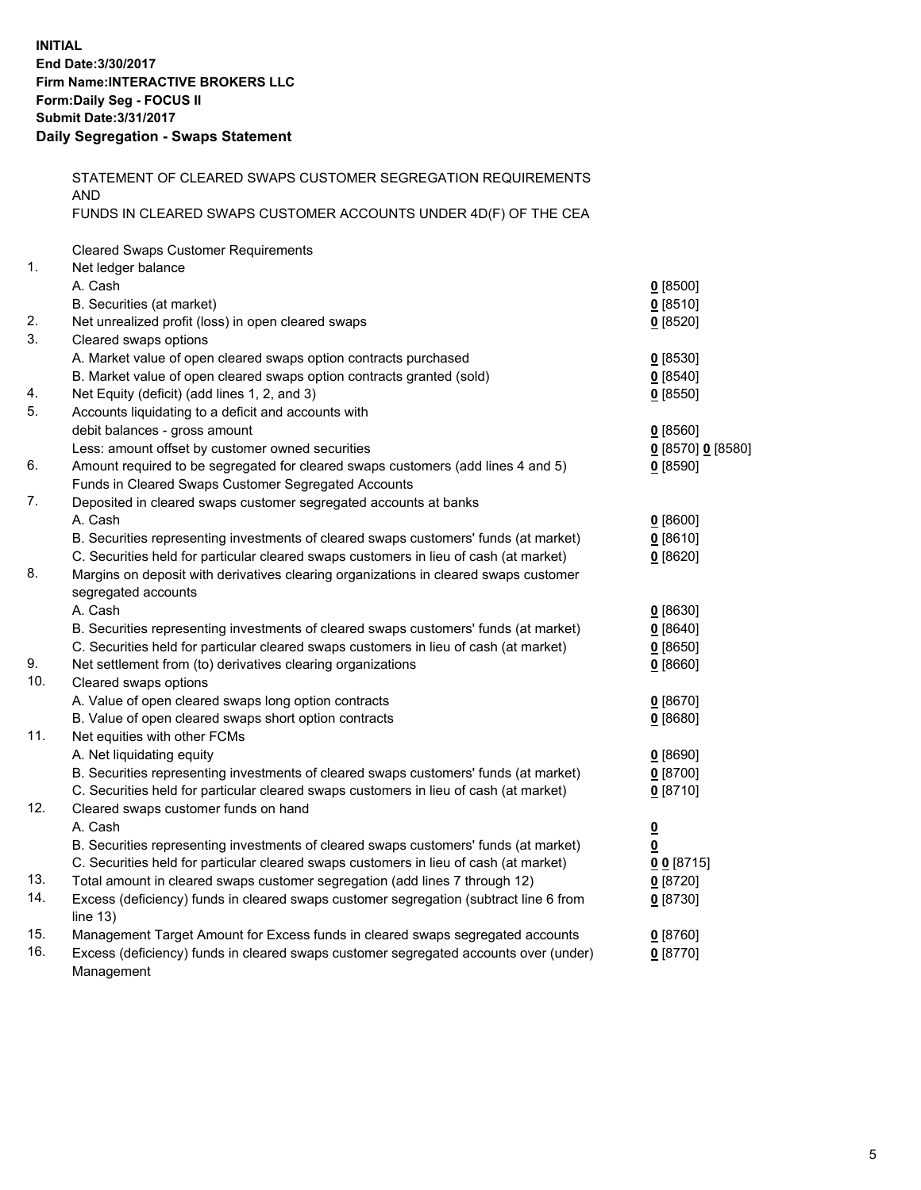**INITIAL**
**End Date:3/30/2017**
**Firm Name:INTERACTIVE BROKERS LLC**
**Form:Daily Seg - FOCUS II**
**Submit Date:3/31/2017**
**Daily Segregation - Swaps Statement**

STATEMENT OF CLEARED SWAPS CUSTOMER SEGREGATION REQUIREMENTS AND FUNDS IN CLEARED SWAPS CUSTOMER ACCOUNTS UNDER 4D(F) OF THE CEA

| | | |
|---|---|---|
| | Cleared Swaps Customer Requirements | |
| 1. | Net ledger balance | |
| | A. Cash | 0 [8500] |
| | B. Securities (at market) | 0 [8510] |
| 2. | Net unrealized profit (loss) in open cleared swaps | 0 [8520] |
| 3. | Cleared swaps options | |
| | A. Market value of open cleared swaps option contracts purchased | 0 [8530] |
| | B. Market value of open cleared swaps option contracts granted (sold) | 0 [8540] |
| 4. | Net Equity (deficit) (add lines 1, 2, and 3) | 0 [8550] |
| 5. | Accounts liquidating to a deficit and accounts with | |
| | debit balances - gross amount | 0 [8560] |
| | Less: amount offset by customer owned securities | 0 [8570] 0 [8580] |
| 6. | Amount required to be segregated for cleared swaps customers (add lines 4 and 5) | 0 [8590] |
| | Funds in Cleared Swaps Customer Segregated Accounts | |
| 7. | Deposited in cleared swaps customer segregated accounts at banks | |
| | A. Cash | 0 [8600] |
| | B. Securities representing investments of cleared swaps customers' funds (at market) | 0 [8610] |
| | C. Securities held for particular cleared swaps customers in lieu of cash (at market) | 0 [8620] |
| 8. | Margins on deposit with derivatives clearing organizations in cleared swaps customer segregated accounts | |
| | A. Cash | 0 [8630] |
| | B. Securities representing investments of cleared swaps customers' funds (at market) | 0 [8640] |
| | C. Securities held for particular cleared swaps customers in lieu of cash (at market) | 0 [8650] |
| 9. | Net settlement from (to) derivatives clearing organizations | 0 [8660] |
| 10. | Cleared swaps options | |
| | A. Value of open cleared swaps long option contracts | 0 [8670] |
| | B. Value of open cleared swaps short option contracts | 0 [8680] |
| 11. | Net equities with other FCMs | |
| | A. Net liquidating equity | 0 [8690] |
| | B. Securities representing investments of cleared swaps customers' funds (at market) | 0 [8700] |
| | C. Securities held for particular cleared swaps customers in lieu of cash (at market) | 0 [8710] |
| 12. | Cleared swaps customer funds on hand | |
| | A. Cash | 0 |
| | B. Securities representing investments of cleared swaps customers' funds (at market) | 0 |
| | C. Securities held for particular cleared swaps customers in lieu of cash (at market) | 0 0 [8715] |
| 13. | Total amount in cleared swaps customer segregation (add lines 7 through 12) | 0 [8720] |
| 14. | Excess (deficiency) funds in cleared swaps customer segregation (subtract line 6 from line 13) | 0 [8730] |
| 15. | Management Target Amount for Excess funds in cleared swaps segregated accounts | 0 [8760] |
| 16. | Excess (deficiency) funds in cleared swaps customer segregated accounts over (under) Management | 0 [8770] |